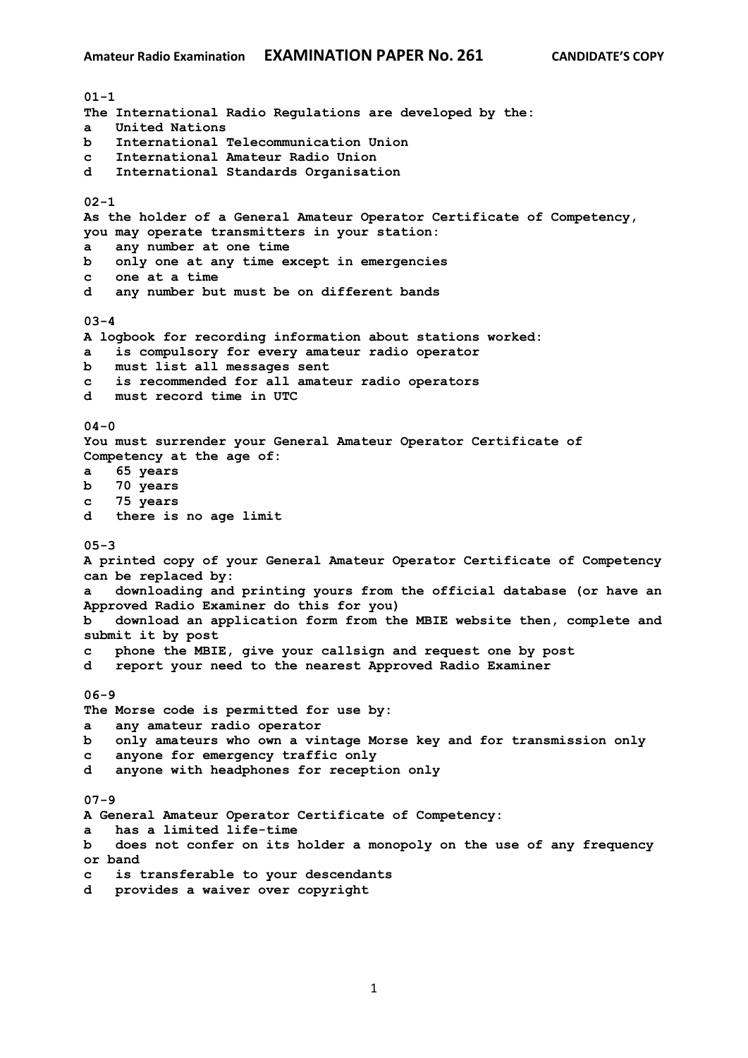**Amateur Radio Examination** **EXAMINATION PAPER No. 261** **CANDIDATE'S COPY**

**01-1**
**The International Radio Regulations are developed by the:**
**a United Nations**
**b International Telecommunication Union**
**c International Amateur Radio Union**
**d International Standards Organisation**

**02-1**
**As the holder of a General Amateur Operator Certificate of Competency, you may operate transmitters in your station:**
**a any number at one time**
**b only one at any time except in emergencies**
**c one at a time**
**d any number but must be on different bands**

**03-4**
**A logbook for recording information about stations worked:**
**a is compulsory for every amateur radio operator**
**b must list all messages sent**
**c is recommended for all amateur radio operators**
**d must record time in UTC**

**04-0**
**You must surrender your General Amateur Operator Certificate of Competency at the age of:**
**a 65 years**
**b 70 years**
**c 75 years**
**d there is no age limit**

**05-3**
**A printed copy of your General Amateur Operator Certificate of Competency can be replaced by:**
**a downloading and printing yours from the official database (or have an Approved Radio Examiner do this for you)**
**b download an application form from the MBIE website then, complete and submit it by post**
**c phone the MBIE, give your callsign and request one by post**
**d report your need to the nearest Approved Radio Examiner**

**06-9**
**The Morse code is permitted for use by:**
**a any amateur radio operator**
**b only amateurs who own a vintage Morse key and for transmission only**
**c anyone for emergency traffic only**
**d anyone with headphones for reception only**

**07-9**
**A General Amateur Operator Certificate of Competency:**
**a has a limited life-time**
**b does not confer on its holder a monopoly on the use of any frequency or band**
**c is transferable to your descendants**
**d provides a waiver over copyright**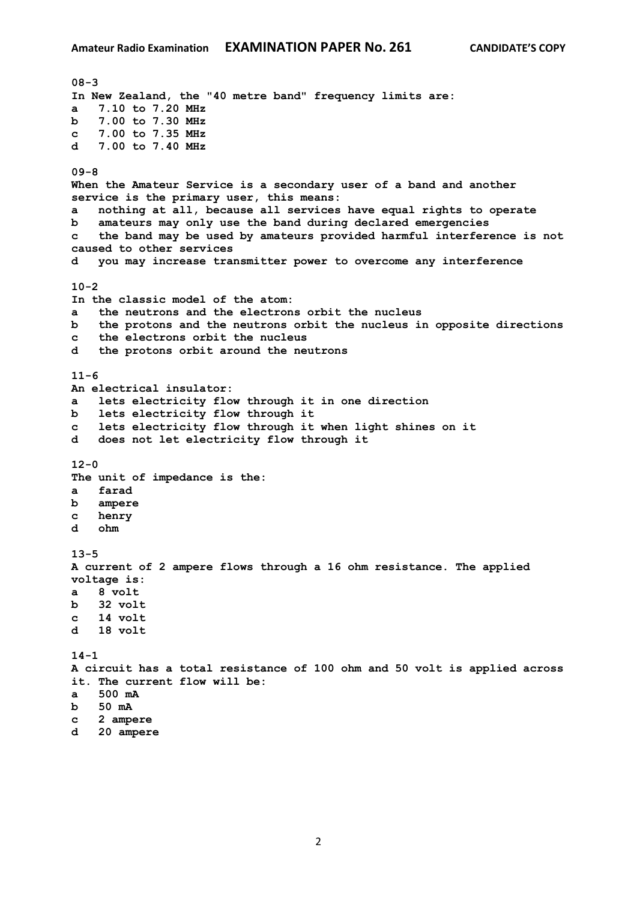**08-3**
**In New Zealand, the "40 metre band" frequency limits are:**
**a 7.10 to 7.20 MHz**
**b 7.00 to 7.30 MHz**
**c 7.00 to 7.35 MHz**
**d 7.00 to 7.40 MHz**

**09-8**
**When the Amateur Service is a secondary user of a band and another service is the primary user, this means:**
**a nothing at all, because all services have equal rights to operate**
**b amateurs may only use the band during declared emergencies**
**c the band may be used by amateurs provided harmful interference is not caused to other services**
**d you may increase transmitter power to overcome any interference**

**10-2**
**In the classic model of the atom:**
**a the neutrons and the electrons orbit the nucleus**
**b the protons and the neutrons orbit the nucleus in opposite directions**
**c the electrons orbit the nucleus**
**d the protons orbit around the neutrons**

**11-6**
**An electrical insulator:**
**a lets electricity flow through it in one direction**
**b lets electricity flow through it**
**c lets electricity flow through it when light shines on it**
**d does not let electricity flow through it**

**12-0**
**The unit of impedance is the:**
**a farad**
**b ampere**
**c henry**
**d ohm**

**13-5**
**A current of 2 ampere flows through a 16 ohm resistance. The applied voltage is:**
**a 8 volt**
**b 32 volt**
**c 14 volt**
**d 18 volt**

**14-1**
**A circuit has a total resistance of 100 ohm and 50 volt is applied across it. The current flow will be:**
**a 500 mA**
**b 50 mA**
**c 2 ampere**
**d 20 ampere**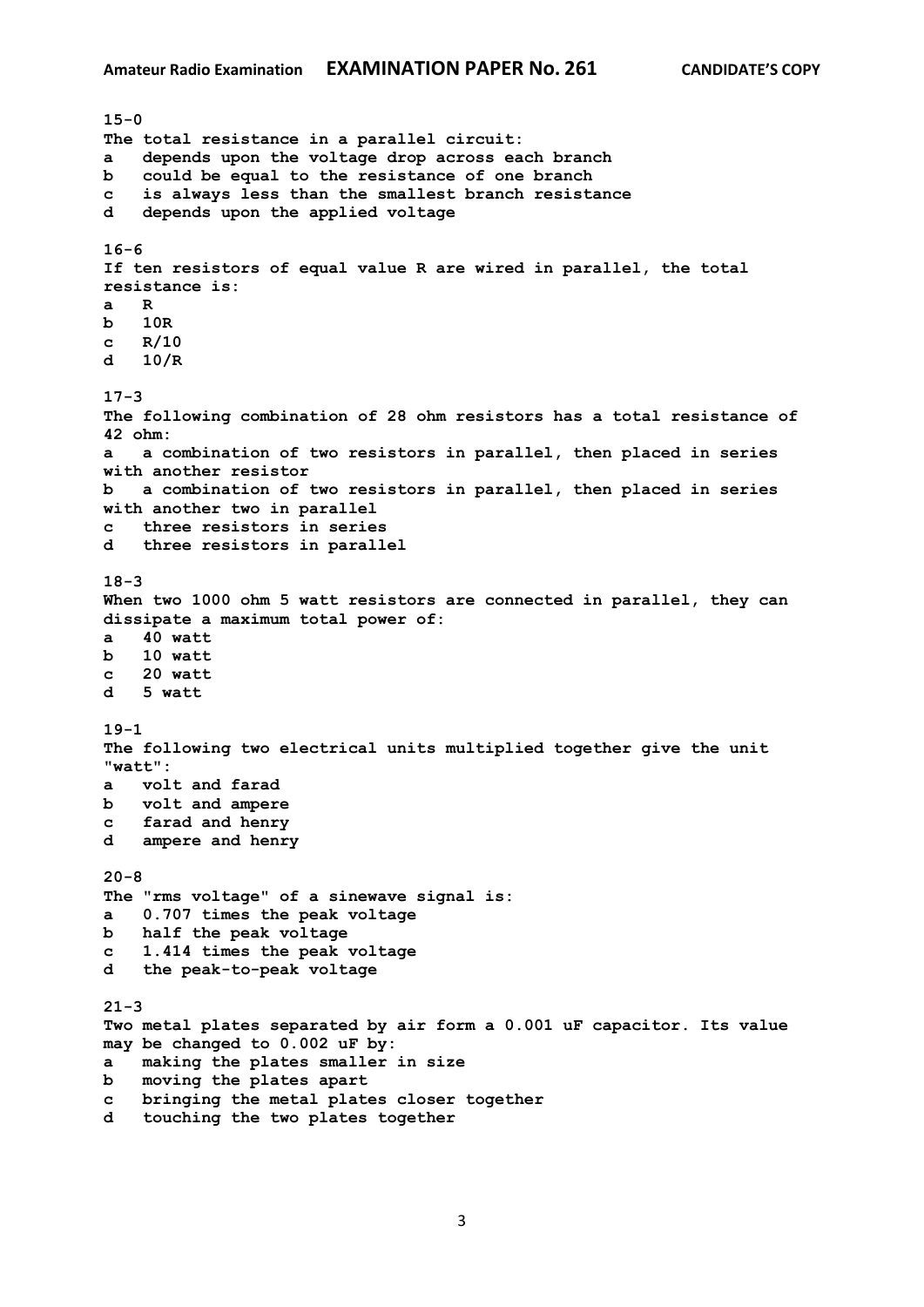**15-0**
**The total resistance in a parallel circuit:**
**a   depends upon the voltage drop across each branch**
**b   could be equal to the resistance of one branch**
**c   is always less than the smallest branch resistance**
**d   depends upon the applied voltage**

**16-6**
**If ten resistors of equal value R are wired in parallel, the total resistance is:**
**a   R**
**b   10R**
**c   R/10**
**d   10/R**

**17-3**
**The following combination of 28 ohm resistors has a total resistance of 42 ohm:**
**a   a combination of two resistors in parallel, then placed in series with another resistor**
**b   a combination of two resistors in parallel, then placed in series with another two in parallel**
**c   three resistors in series**
**d   three resistors in parallel**

**18-3**
**When two 1000 ohm 5 watt resistors are connected in parallel, they can dissipate a maximum total power of:**
**a   40 watt**
**b   10 watt**
**c   20 watt**
**d   5 watt**

**19-1**
**The following two electrical units multiplied together give the unit "watt":**
**a   volt and farad**
**b   volt and ampere**
**c   farad and henry**
**d   ampere and henry**

**20-8**
**The "rms voltage" of a sinewave signal is:**
**a   0.707 times the peak voltage**
**b   half the peak voltage**
**c   1.414 times the peak voltage**
**d   the peak-to-peak voltage**

**21-3**
**Two metal plates separated by air form a 0.001 uF capacitor. Its value may be changed to 0.002 uF by:**
**a   making the plates smaller in size**
**b   moving the plates apart**
**c   bringing the metal plates closer together**
**d   touching the two plates together**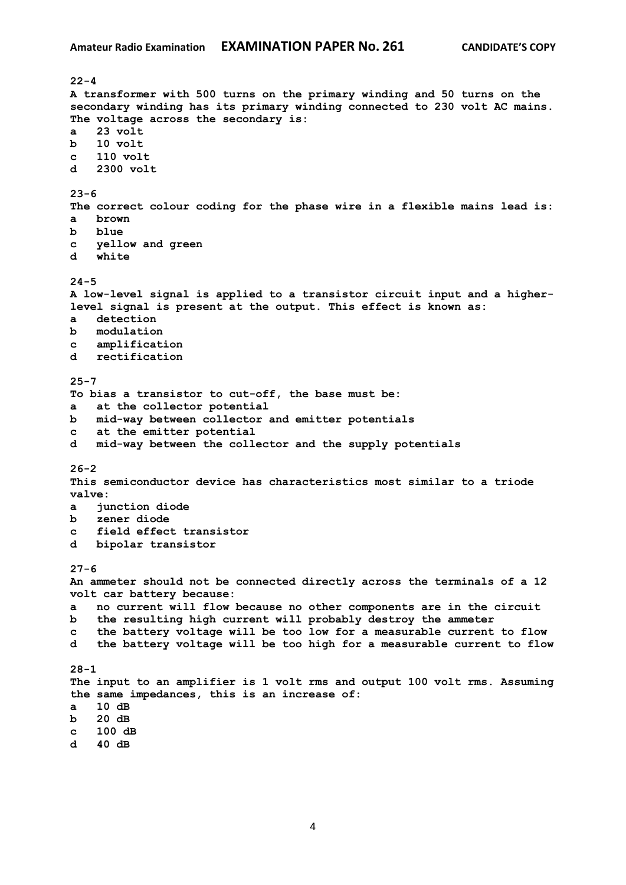**22-4**
**A transformer with 500 turns on the primary winding and 50 turns on the secondary winding has its primary winding connected to 230 volt AC mains. The voltage across the secondary is:**
**a 23 volt**
**b 10 volt**
**c 110 volt**
**d 2300 volt**

**23-6**
**The correct colour coding for the phase wire in a flexible mains lead is:**
**a brown**
**b blue**
**c yellow and green**
**d white**

**24-5**
**A low-level signal is applied to a transistor circuit input and a higher-level signal is present at the output. This effect is known as:**
**a detection**
**b modulation**
**c amplification**
**d rectification**

**25-7**
**To bias a transistor to cut-off, the base must be:**
**a at the collector potential**
**b mid-way between collector and emitter potentials**
**c at the emitter potential**
**d mid-way between the collector and the supply potentials**

**26-2**
**This semiconductor device has characteristics most similar to a triode valve:**
**a junction diode**
**b zener diode**
**c field effect transistor**
**d bipolar transistor**

**27-6**
**An ammeter should not be connected directly across the terminals of a 12 volt car battery because:**
**a no current will flow because no other components are in the circuit**
**b the resulting high current will probably destroy the ammeter**
**c the battery voltage will be too low for a measurable current to flow**
**d the battery voltage will be too high for a measurable current to flow**

**28-1**
**The input to an amplifier is 1 volt rms and output 100 volt rms. Assuming the same impedances, this is an increase of:**
**a 10 dB**
**b 20 dB**
**c 100 dB**
**d 40 dB**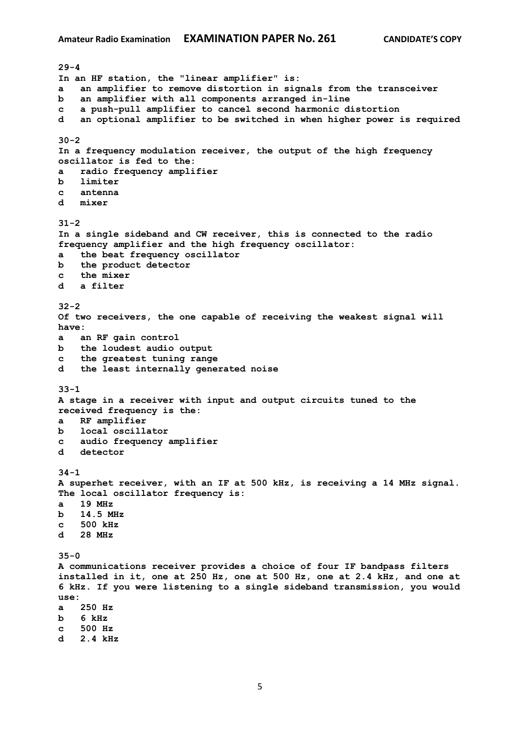**29-4**
**In an HF station, the "linear amplifier" is:**
**a an amplifier to remove distortion in signals from the transceiver**
**b an amplifier with all components arranged in-line**
**c a push-pull amplifier to cancel second harmonic distortion**
**d an optional amplifier to be switched in when higher power is required**

**30-2**
**In a frequency modulation receiver, the output of the high frequency oscillator is fed to the:**
**a radio frequency amplifier**
**b limiter**
**c antenna**
**d mixer**

**31-2**
**In a single sideband and CW receiver, this is connected to the radio frequency amplifier and the high frequency oscillator:**
**a the beat frequency oscillator**
**b the product detector**
**c the mixer**
**d a filter**

**32-2**
**Of two receivers, the one capable of receiving the weakest signal will have:**
**a an RF gain control**
**b the loudest audio output**
**c the greatest tuning range**
**d the least internally generated noise**

**33-1**
**A stage in a receiver with input and output circuits tuned to the received frequency is the:**
**a RF amplifier**
**b local oscillator**
**c audio frequency amplifier**
**d detector**

**34-1**
**A superhet receiver, with an IF at 500 kHz, is receiving a 14 MHz signal. The local oscillator frequency is:**
**a 19 MHz**
**b 14.5 MHz**
**c 500 kHz**
**d 28 MHz**

**35-0**
**A communications receiver provides a choice of four IF bandpass filters installed in it, one at 250 Hz, one at 500 Hz, one at 2.4 kHz, and one at 6 kHz. If you were listening to a single sideband transmission, you would use:**
**a 250 Hz**
**b 6 kHz**
**c 500 Hz**
**d 2.4 kHz**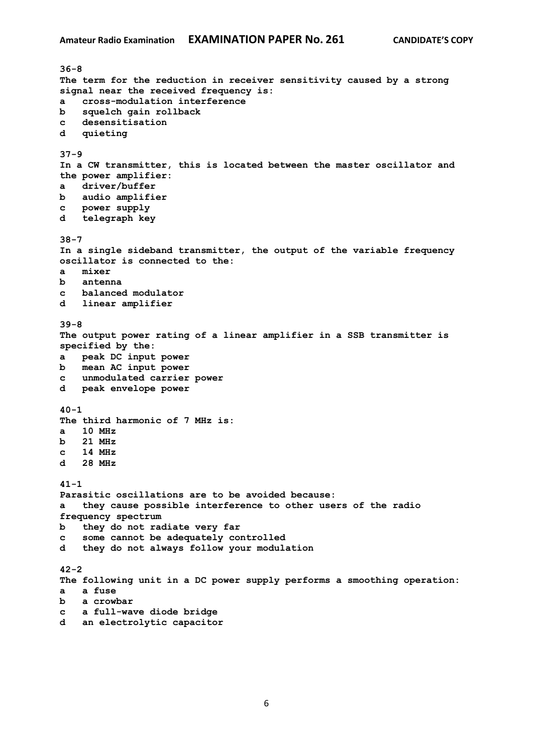**36-8**
**The term for the reduction in receiver sensitivity caused by a strong signal near the received frequency is:**
**a cross-modulation interference**
**b squelch gain rollback**
**c desensitisation**
**d quieting**

**37-9**
**In a CW transmitter, this is located between the master oscillator and the power amplifier:**
**a driver/buffer**
**b audio amplifier**
**c power supply**
**d telegraph key**

**38-7**
**In a single sideband transmitter, the output of the variable frequency oscillator is connected to the:**
**a mixer**
**b antenna**
**c balanced modulator**
**d linear amplifier**

**39-8**
**The output power rating of a linear amplifier in a SSB transmitter is specified by the:**
**a peak DC input power**
**b mean AC input power**
**c unmodulated carrier power**
**d peak envelope power**

**40-1**
**The third harmonic of 7 MHz is:**
**a 10 MHz**
**b 21 MHz**
**c 14 MHz**
**d 28 MHz**

**41-1**
**Parasitic oscillations are to be avoided because:**
**a they cause possible interference to other users of the radio frequency spectrum**
**b they do not radiate very far**
**c some cannot be adequately controlled**
**d they do not always follow your modulation**

**42-2**
**The following unit in a DC power supply performs a smoothing operation:**
**a a fuse**
**b a crowbar**
**c a full-wave diode bridge**
**d an electrolytic capacitor**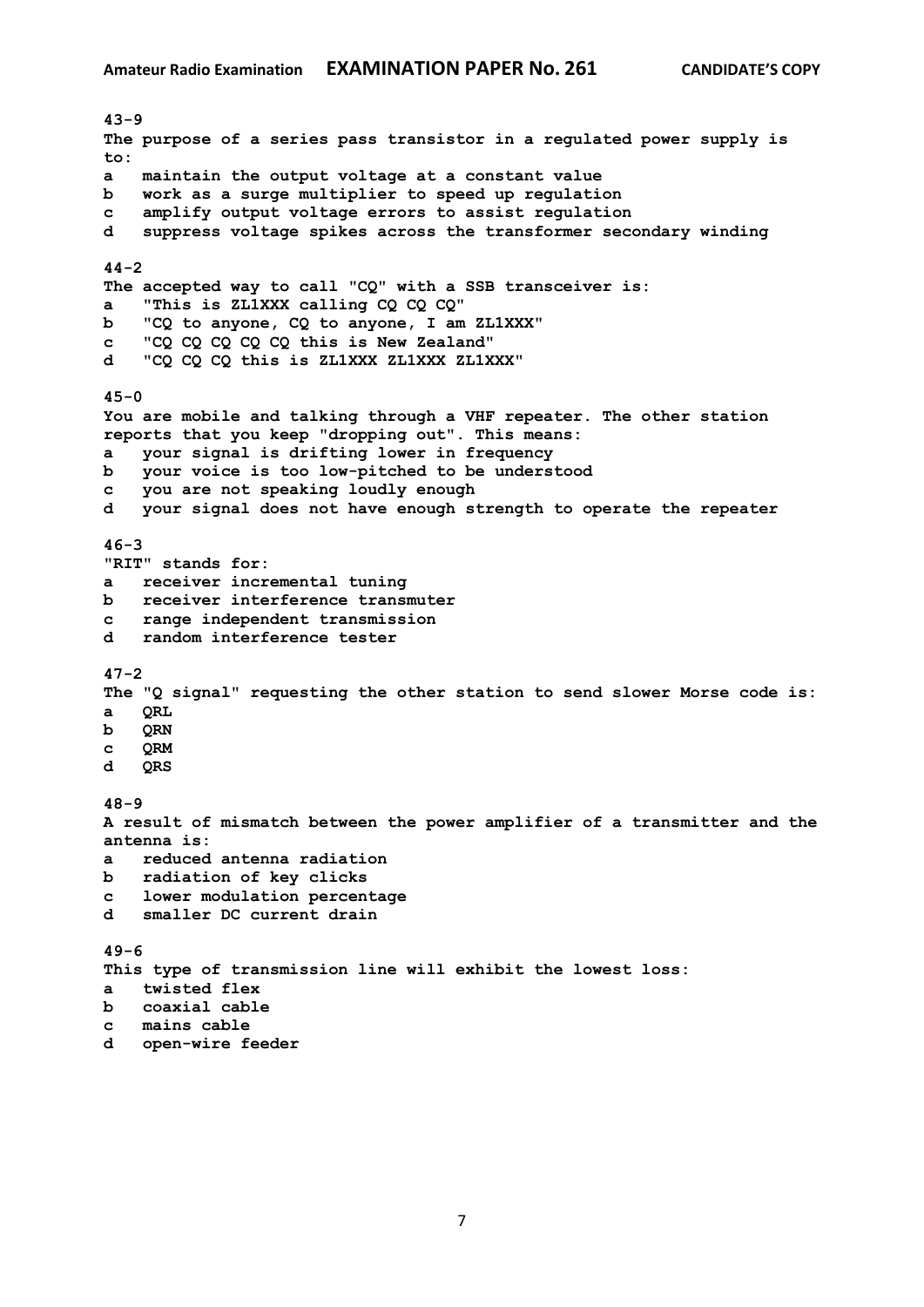**43-9**
The purpose of a series pass transistor in a regulated power supply is to:

a maintain the output voltage at a constant value
b work as a surge multiplier to speed up regulation
c amplify output voltage errors to assist regulation
d suppress voltage spikes across the transformer secondary winding

**44-2**
The accepted way to call "CQ" with a SSB transceiver is:

a "This is ZL1XXX calling CQ CQ CQ"
b "CQ to anyone, CQ to anyone, I am ZL1XXX"
c "CQ CQ CQ CQ CQ this is New Zealand"
d "CQ CQ CQ this is ZL1XXX ZL1XXX ZL1XXX"

**45-0**
You are mobile and talking through a VHF repeater. The other station reports that you keep "dropping out". This means:

a your signal is drifting lower in frequency
b your voice is too low-pitched to be understood
c you are not speaking loudly enough
d your signal does not have enough strength to operate the repeater

**46-3**
"RIT" stands for:

a receiver incremental tuning
b receiver interference transmuter
c range independent transmission
d random interference tester

**47-2**
The "Q signal" requesting the other station to send slower Morse code is:

a QRL
b QRN
c QRM
d QRS

**48-9**
A result of mismatch between the power amplifier of a transmitter and the antenna is:

a reduced antenna radiation
b radiation of key clicks
c lower modulation percentage
d smaller DC current drain

**49-6**
This type of transmission line will exhibit the lowest loss:

a twisted flex
b coaxial cable
c mains cable
d open-wire feeder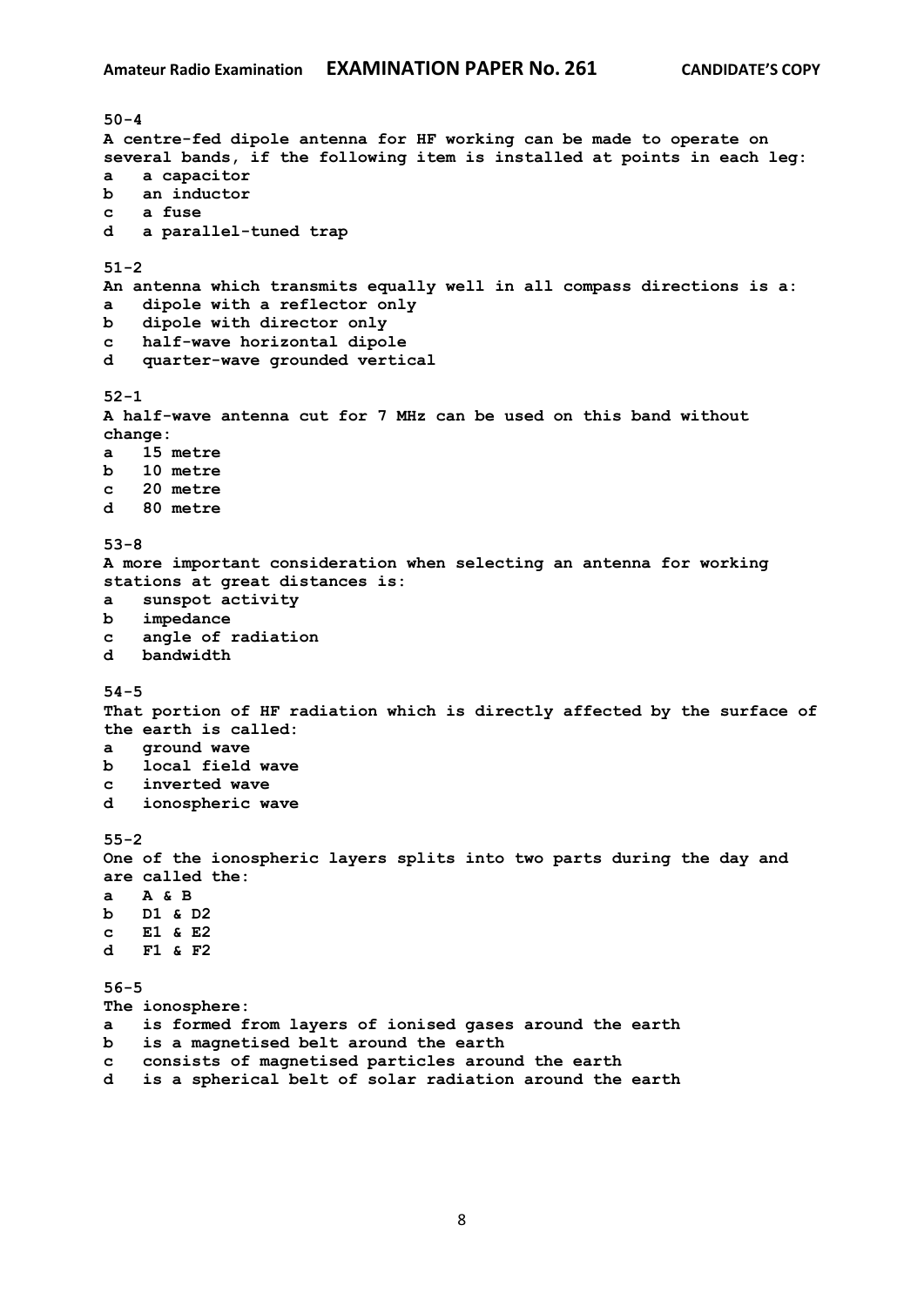**50-4**
A centre-fed dipole antenna for HF working can be made to operate on several bands, if the following item is installed at points in each leg:
a  a capacitor
b  an inductor
c  a fuse
d  a parallel-tuned trap

**51-2**
An antenna which transmits equally well in all compass directions is a:
a  dipole with a reflector only
b  dipole with director only
c  half-wave horizontal dipole
d  quarter-wave grounded vertical

**52-1**
A half-wave antenna cut for 7 MHz can be used on this band without change:
a  15 metre
b  10 metre
c  20 metre
d  80 metre

**53-8**
A more important consideration when selecting an antenna for working stations at great distances is:
a  sunspot activity
b  impedance
c  angle of radiation
d  bandwidth

**54-5**
That portion of HF radiation which is directly affected by the surface of the earth is called:
a  ground wave
b  local field wave
c  inverted wave
d  ionospheric wave

**55-2**
One of the ionospheric layers splits into two parts during the day and are called the:
a  A & B
b  D1 & D2
c  E1 & E2
d  F1 & F2

**56-5**
The ionosphere:
a  is formed from layers of ionised gases around the earth
b  is a magnetised belt around the earth
c  consists of magnetised particles around the earth
d  is a spherical belt of solar radiation around the earth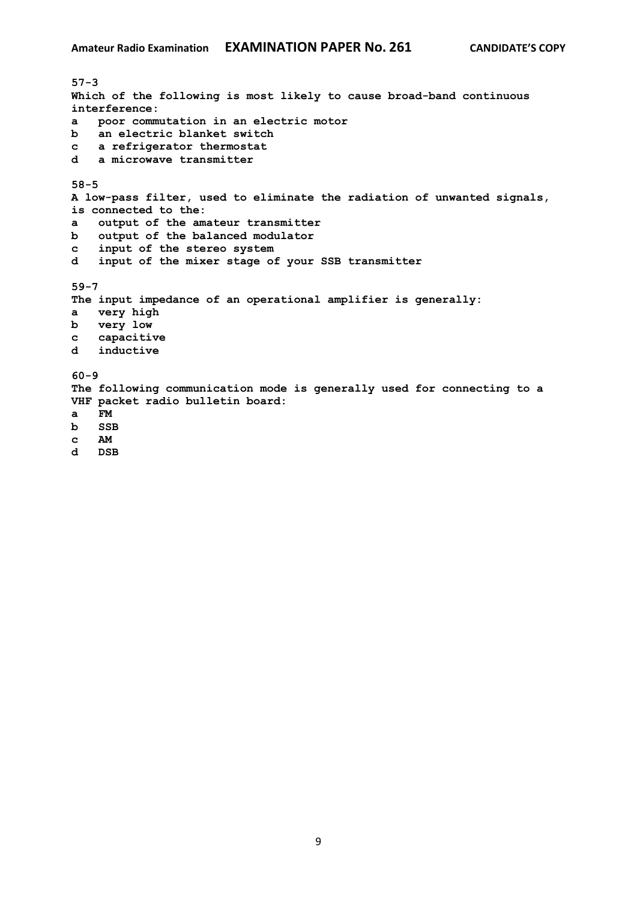**57-3**
**Which of the following is most likely to cause broad-band continuous interference:**
**a poor commutation in an electric motor**
**b an electric blanket switch**
**c a refrigerator thermostat**
**d a microwave transmitter**

**58-5**
**A low-pass filter, used to eliminate the radiation of unwanted signals, is connected to the:**
**a output of the amateur transmitter**
**b output of the balanced modulator**
**c input of the stereo system**
**d input of the mixer stage of your SSB transmitter**

**59-7**
**The input impedance of an operational amplifier is generally:**
**a very high**
**b very low**
**c capacitive**
**d inductive**

**60-9**
**The following communication mode is generally used for connecting to a VHF packet radio bulletin board:**
**a FM**
**b SSB**
**c AM**
**d DSB**